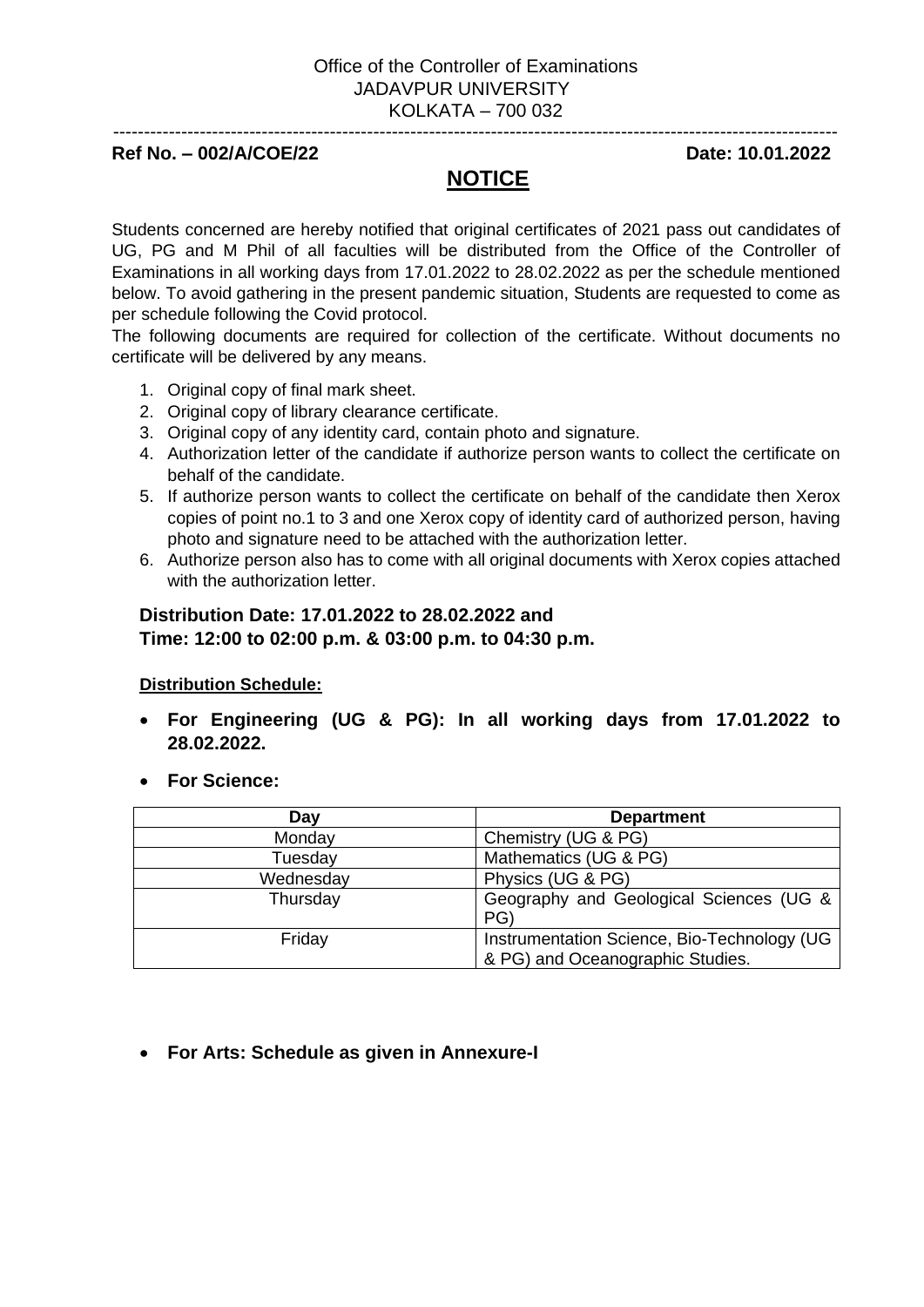Office of the Controller of Examinations
JADAVPUR UNIVERSITY
KOLKATA – 700 032

---

**Ref No. – 002/A/COE/22** **Date: 10.01.2022**

# NOTICE

Students concerned are hereby notified that original certificates of 2021 pass out candidates of UG, PG and M Phil of all faculties will be distributed from the Office of the Controller of Examinations in all working days from 17.01.2022 to 28.02.2022 as per the schedule mentioned below. To avoid gathering in the present pandemic situation, Students are requested to come as per schedule following the Covid protocol.

The following documents are required for collection of the certificate. Without documents no certificate will be delivered by any means.

1. Original copy of final mark sheet.
2. Original copy of library clearance certificate.
3. Original copy of any identity card, contain photo and signature.
4. Authorization letter of the candidate if authorize person wants to collect the certificate on behalf of the candidate.
5. If authorize person wants to collect the certificate on behalf of the candidate then Xerox copies of point no.1 to 3 and one Xerox copy of identity card of authorized person, having photo and signature need to be attached with the authorization letter.
6. Authorize person also has to come with all original documents with Xerox copies attached with the authorization letter.

**Distribution Date: 17.01.2022 to 28.02.2022 and**
**Time: 12:00 to 02:00 p.m. & 03:00 p.m. to 04:30 p.m.**

**Distribution Schedule:**

- **For Engineering (UG & PG): In all working days from 17.01.2022 to 28.02.2022.**
- **For Science:**

| Day | Department |
|---|---|
| Monday | Chemistry (UG & PG) |
| Tuesday | Mathematics (UG & PG) |
| Wednesday | Physics (UG & PG) |
| Thursday | Geography and Geological Sciences (UG & PG) |
| Friday | Instrumentation Science, Bio-Technology (UG & PG) and Oceanographic Studies. |

- **For Arts: Schedule as given in Annexure-I**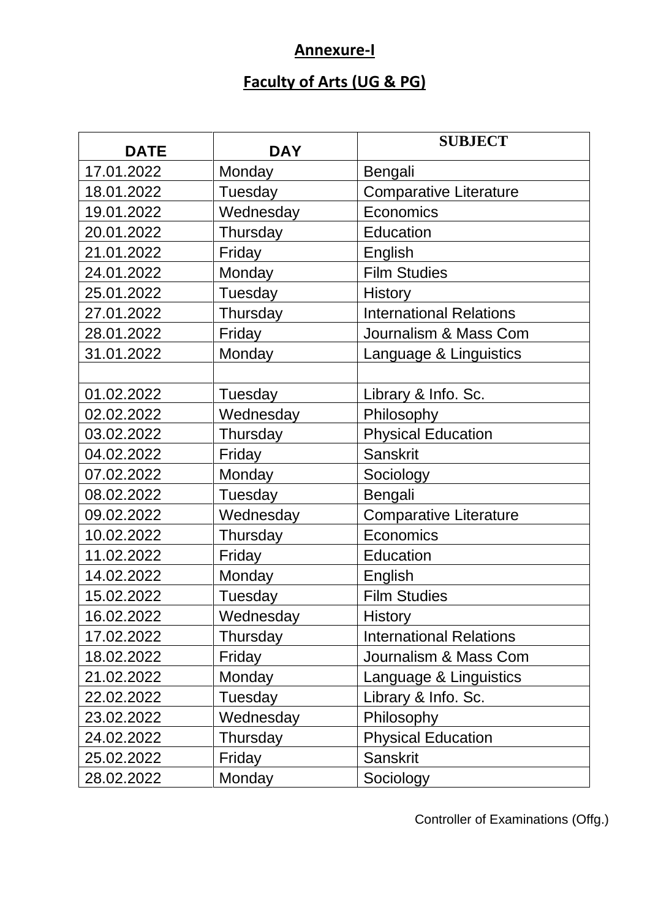## Annexure-I

## Faculty of Arts (UG & PG)

| DATE | DAY | SUBJECT |
|---|---|---|
| 17.01.2022 | Monday | Bengali |
| 18.01.2022 | Tuesday | Comparative Literature |
| 19.01.2022 | Wednesday | Economics |
| 20.01.2022 | Thursday | Education |
| 21.01.2022 | Friday | English |
| 24.01.2022 | Monday | Film Studies |
| 25.01.2022 | Tuesday | History |
| 27.01.2022 | Thursday | International Relations |
| 28.01.2022 | Friday | Journalism & Mass Com |
| 31.01.2022 | Monday | Language & Linguistics |
| | | |
| 01.02.2022 | Tuesday | Library & Info. Sc. |
| 02.02.2022 | Wednesday | Philosophy |
| 03.02.2022 | Thursday | Physical Education |
| 04.02.2022 | Friday | Sanskrit |
| 07.02.2022 | Monday | Sociology |
| 08.02.2022 | Tuesday | Bengali |
| 09.02.2022 | Wednesday | Comparative Literature |
| 10.02.2022 | Thursday | Economics |
| 11.02.2022 | Friday | Education |
| 14.02.2022 | Monday | English |
| 15.02.2022 | Tuesday | Film Studies |
| 16.02.2022 | Wednesday | History |
| 17.02.2022 | Thursday | International Relations |
| 18.02.2022 | Friday | Journalism & Mass Com |
| 21.02.2022 | Monday | Language & Linguistics |
| 22.02.2022 | Tuesday | Library & Info. Sc. |
| 23.02.2022 | Wednesday | Philosophy |
| 24.02.2022 | Thursday | Physical Education |
| 25.02.2022 | Friday | Sanskrit |
| 28.02.2022 | Monday | Sociology |

Controller of Examinations (Offg.)